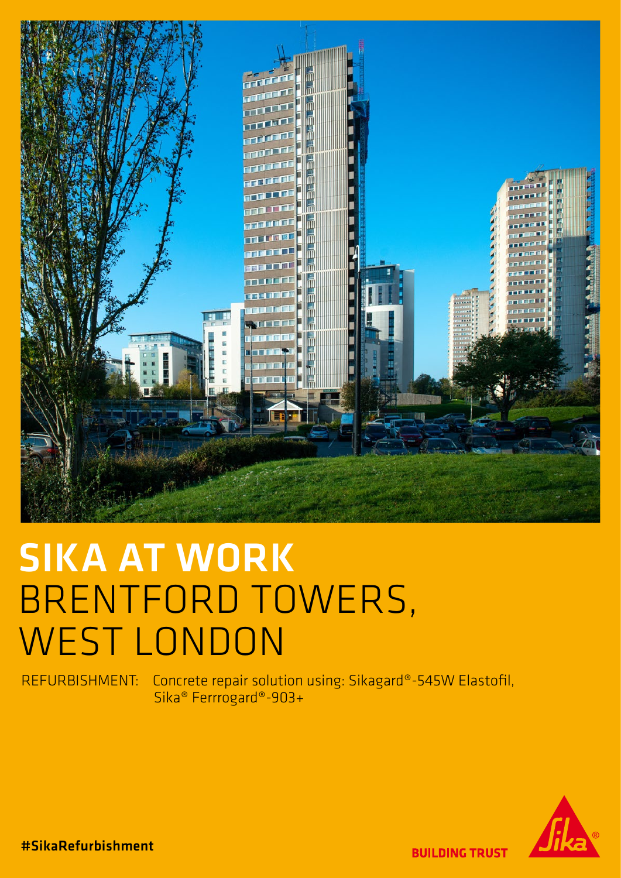# SIKA AT WORK
# BRENTFORD TOWERS, WEST LONDON

REFURBISHMENT: Concrete repair solution using: Sikagard®-545W Elastofil, Sika® Ferrrogard®-903+

#SikaRefurbishment

BUILDING TRUST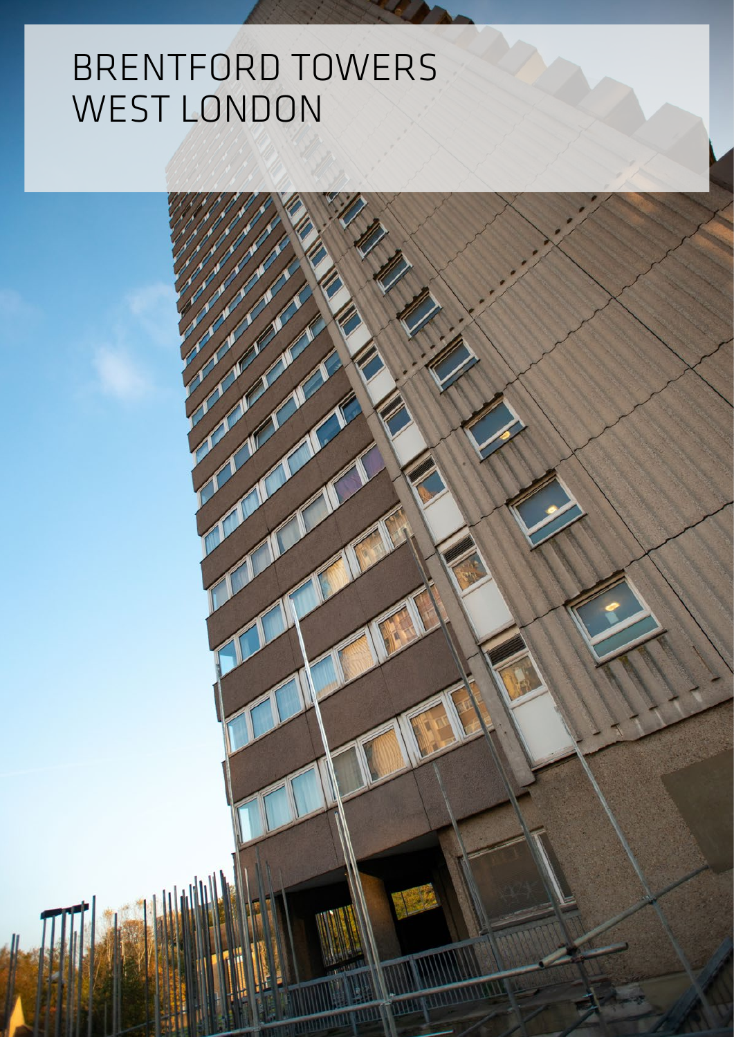# BRENTFORD TOWERS
# WEST LONDON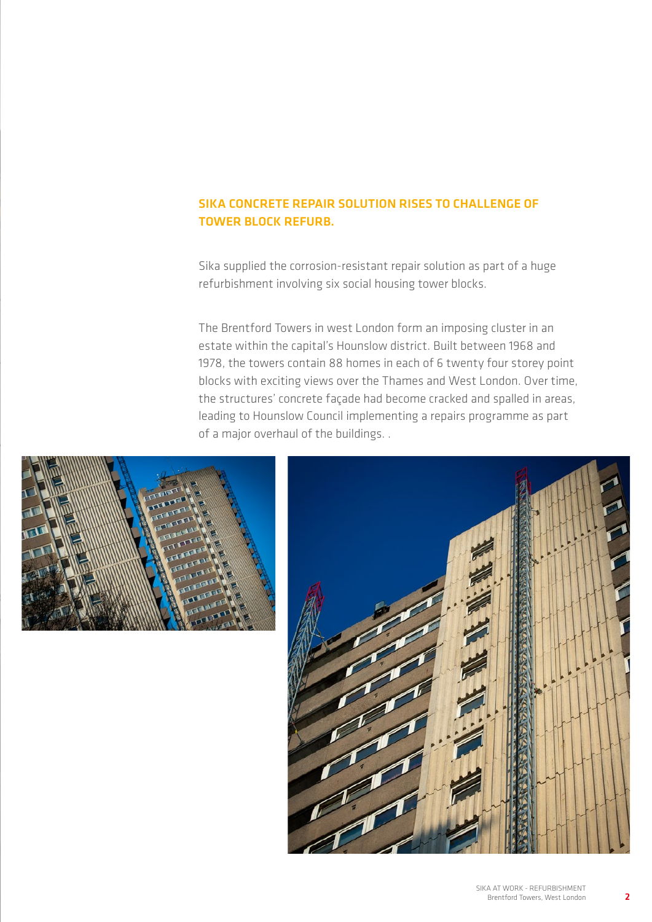## SIKA CONCRETE REPAIR SOLUTION RISES TO CHALLENGE OF TOWER BLOCK REFURB.

Sika supplied the corrosion-resistant repair solution as part of a huge refurbishment involving six social housing tower blocks.

The Brentford Towers in west London form an imposing cluster in an estate within the capital's Hounslow district. Built between 1968 and 1978, the towers contain 88 homes in each of 6 twenty four storey point blocks with exciting views over the Thames and West London. Over time, the structures' concrete façade had become cracked and spalled in areas, leading to Hounslow Council implementing a repairs programme as part of a major overhaul of the buildings. .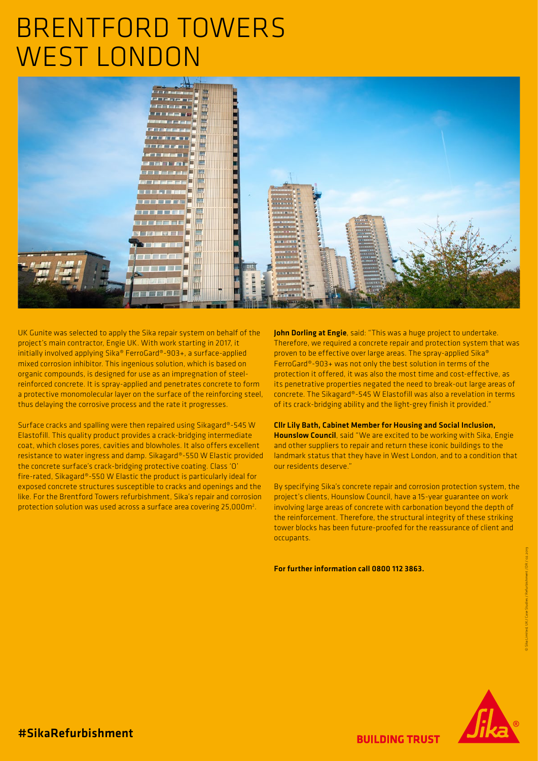# BRENTFORD TOWERS WEST LONDON

UK Gunite was selected to apply the Sika repair system on behalf of the project's main contractor, Engie UK. With work starting in 2017, it initially involved applying Sika® FerroGard®-903+, a surface-applied mixed corrosion inhibitor. This ingenious solution, which is based on organic compounds, is designed for use as an impregnation of steel-reinforced concrete. It is spray-applied and penetrates concrete to form a protective monomolecular layer on the surface of the reinforcing steel, thus delaying the corrosive process and the rate it progresses.

Surface cracks and spalling were then repaired using Sikagard®-545 W Elastofill. This quality product provides a crack-bridging intermediate coat, which closes pores, cavities and blowholes. It also offers excellent resistance to water ingress and damp. Sikagard®-550 W Elastic provided the concrete surface's crack-bridging protective coating. Class 'O' fire-rated, Sikagard®-550 W Elastic the product is particularly ideal for exposed concrete structures susceptible to cracks and openings and the like. For the Brentford Towers refurbishment, Sika's repair and corrosion protection solution was used across a surface area covering 25,000m².

**John Dorling at Engie**, said: "This was a huge project to undertake. Therefore, we required a concrete repair and protection system that was proven to be effective over large areas. The spray-applied Sika® FerroGard®-903+ was not only the best solution in terms of the protection it offered, it was also the most time and cost-effective, as its penetrative properties negated the need to break-out large areas of concrete. The Sikagard®-545 W Elastofill was also a revelation in terms of its crack-bridging ability and the light-grey finish it provided."

**Cllr Lily Bath, Cabinet Member for Housing and Social Inclusion, Hounslow Council**, said "We are excited to be working with Sika, Engie and other suppliers to repair and return these iconic buildings to the landmark status that they have in West London, and to a condition that our residents deserve."

By specifying Sika's concrete repair and corrosion protection system, the project's clients, Hounslow Council, have a 15-year guarantee on work involving large areas of concrete with carbonation beyond the depth of the reinforcement. Therefore, the structural integrity of these striking tower blocks has been future-proofed for the reassurance of client and occupants.

**For further information call 0800 112 3863.**

© Sika Limited. UK / Case Studies / Refurbishment / DR / 02-2019

#SikaRefurbishment

BUILDING TRUST